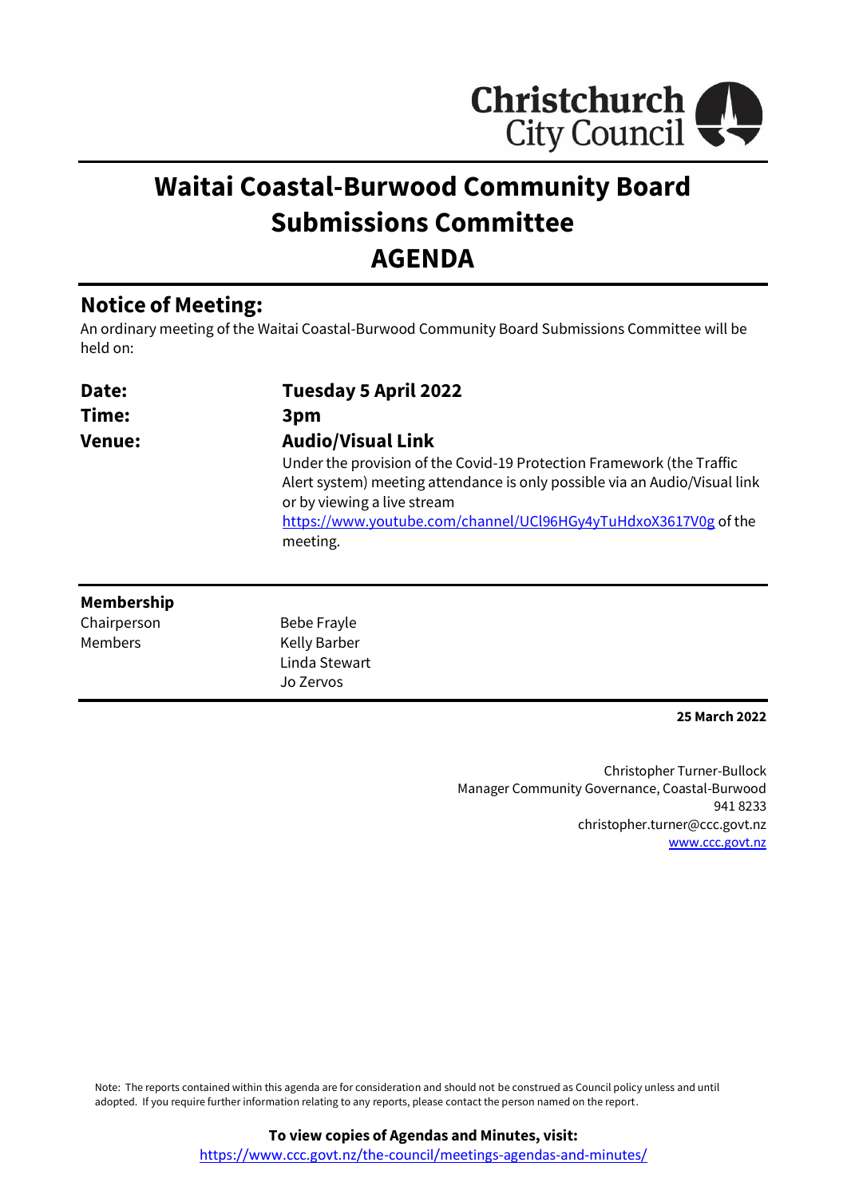Christchurch City Council

# Waitai Coastal-Burwood Community Board Submissions Committee
# AGENDA

## Notice of Meeting:

An ordinary meeting of the Waitai Coastal-Burwood Community Board Submissions Committee will be held on:

| | |
|---|---|
| **Date:** | **Tuesday 5 April 2022** |
| **Time:** | **3pm** |
| **Venue:** | **Audio/Visual Link**<br>Under the provision of the Covid-19 Protection Framework (the Traffic Alert system) meeting attendance is only possible via an Audio/Visual link or by viewing a live stream https://www.youtube.com/channel/UCl96HGy4yTuHdxoX3617V0g of the meeting. |

## Membership

| | |
|---|---|
| Chairperson | Bebe Frayle |
| Members | Kelly Barber |
| | Linda Stewart |
| | Jo Zervos |

**25 March 2022**

Christopher Turner-Bullock
Manager Community Governance, Coastal-Burwood
941 8233
christopher.turner@ccc.govt.nz
www.ccc.govt.nz

Note: The reports contained within this agenda are for consideration and should not be construed as Council policy unless and until adopted. If you require further information relating to any reports, please contact the person named on the report.

**To view copies of Agendas and Minutes, visit:**
https://www.ccc.govt.nz/the-council/meetings-agendas-and-minutes/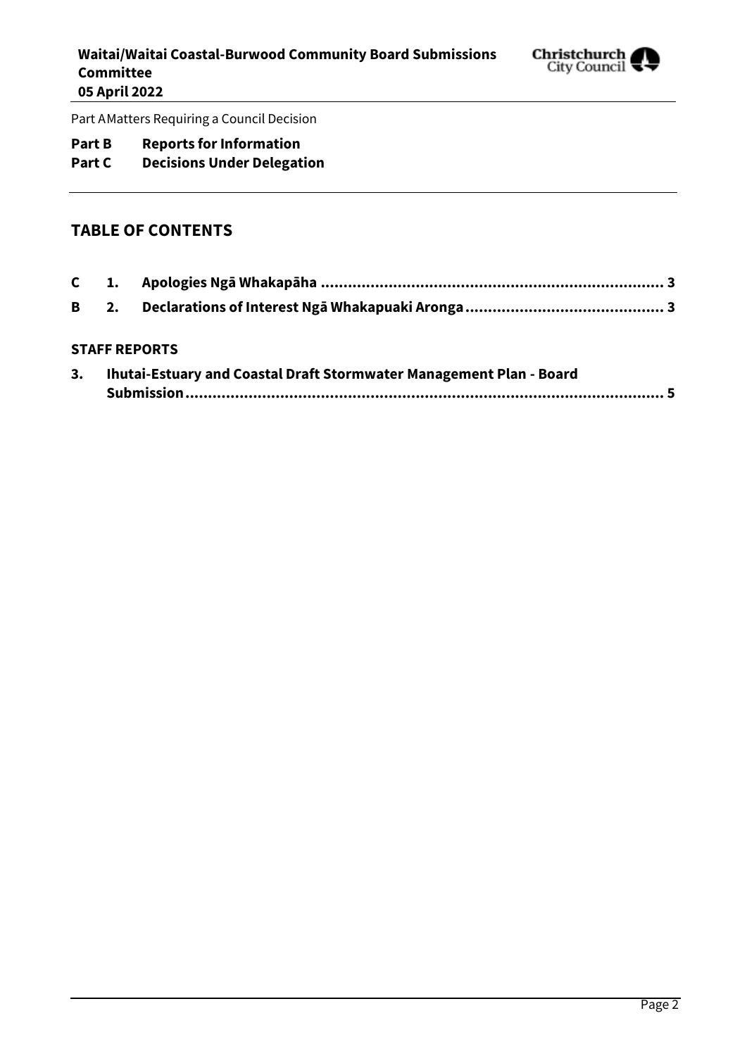Part A Matters Requiring a Council Decision

**Part B Reports for Information**
**Part C Decisions Under Delegation**

## TABLE OF CONTENTS

| | | | |
|---|---|---|---|
| **C** | **1.** | **Apologies Ngā Whakapāha** | **3** |
| **B** | **2.** | **Declarations of Interest Ngā Whakapuaki Aronga** | **3** |

### STAFF REPORTS

| | | |
|---|---|---|
| **3.** | **Ihutai-Estuary and Coastal Draft Stormwater Management Plan - Board Submission** | **5** |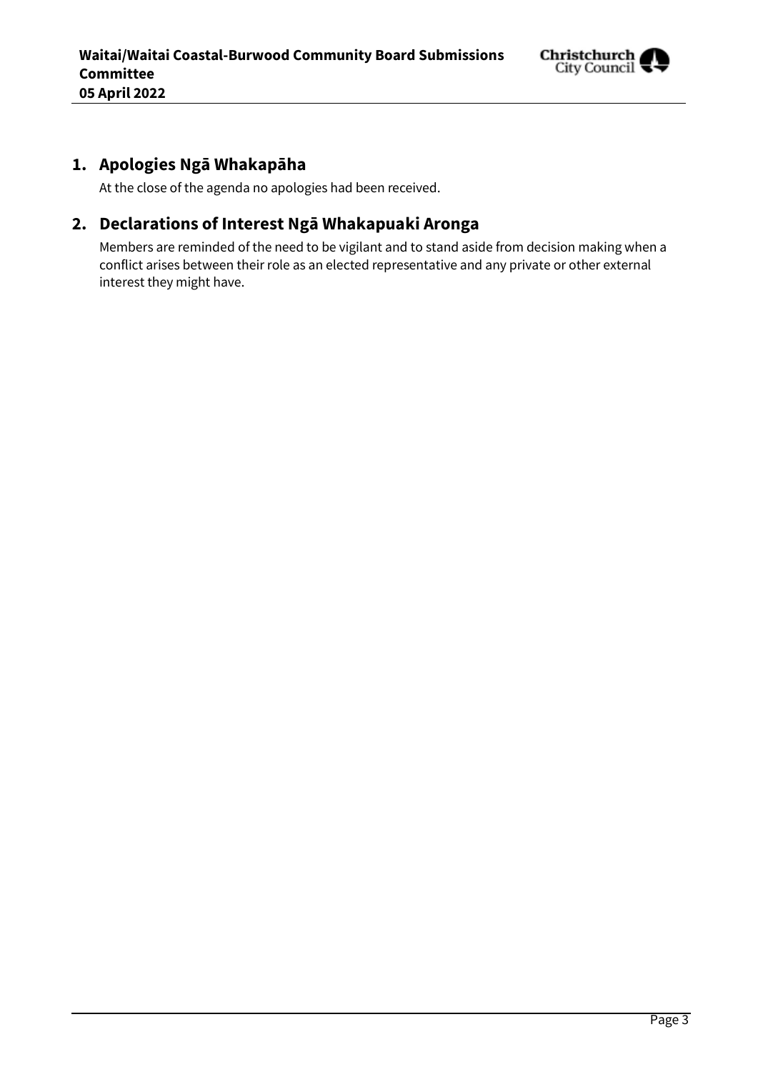## 1. Apologies Ngā Whakapāha

At the close of the agenda no apologies had been received.

## 2. Declarations of Interest Ngā Whakapuaki Aronga

Members are reminded of the need to be vigilant and to stand aside from decision making when a conflict arises between their role as an elected representative and any private or other external interest they might have.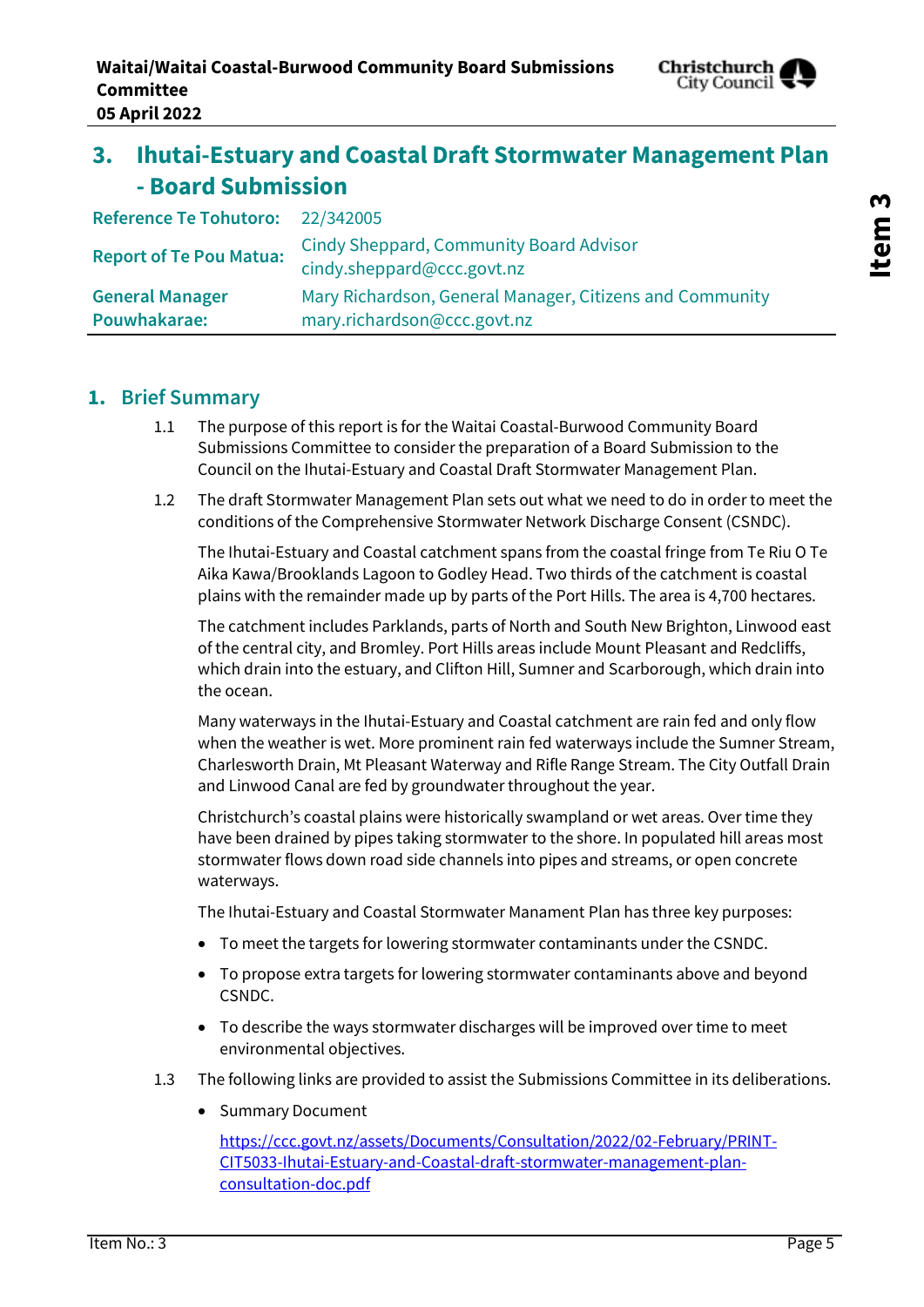# 3. Ihutai-Estuary and Coastal Draft Stormwater Management Plan - Board Submission

| | |
|---|---|
| **Reference Te Tohutoro:** | 22/342005 |
| **Report of Te Pou Matua:** | Cindy Sheppard, Community Board Advisor cindy.sheppard@ccc.govt.nz |
| **General Manager Pouwhakarae:** | Mary Richardson, General Manager, Citizens and Community mary.richardson@ccc.govt.nz |

## 1. Brief Summary

1.1 The purpose of this report is for the Waitai Coastal-Burwood Community Board Submissions Committee to consider the preparation of a Board Submission to the Council on the Ihutai-Estuary and Coastal Draft Stormwater Management Plan.

1.2 The draft Stormwater Management Plan sets out what we need to do in order to meet the conditions of the Comprehensive Stormwater Network Discharge Consent (CSNDC).

The Ihutai-Estuary and Coastal catchment spans from the coastal fringe from Te Riu O Te Aika Kawa/Brooklands Lagoon to Godley Head. Two thirds of the catchment is coastal plains with the remainder made up by parts of the Port Hills. The area is 4,700 hectares.

The catchment includes Parklands, parts of North and South New Brighton, Linwood east of the central city, and Bromley. Port Hills areas include Mount Pleasant and Redcliffs, which drain into the estuary, and Clifton Hill, Sumner and Scarborough, which drain into the ocean.

Many waterways in the Ihutai-Estuary and Coastal catchment are rain fed and only flow when the weather is wet. More prominent rain fed waterways include the Sumner Stream, Charlesworth Drain, Mt Pleasant Waterway and Rifle Range Stream. The City Outfall Drain and Linwood Canal are fed by groundwater throughout the year.

Christchurch's coastal plains were historically swampland or wet areas. Over time they have been drained by pipes taking stormwater to the shore. In populated hill areas most stormwater flows down road side channels into pipes and streams, or open concrete waterways.

The Ihutai-Estuary and Coastal Stormwater Manament Plan has three key purposes:

- To meet the targets for lowering stormwater contaminants under the CSNDC.
- To propose extra targets for lowering stormwater contaminants above and beyond CSNDC.
- To describe the ways stormwater discharges will be improved over time to meet environmental objectives.

1.3 The following links are provided to assist the Submissions Committee in its deliberations.

- Summary Document

  https://ccc.govt.nz/assets/Documents/Consultation/2022/02-February/PRINT-CIT5033-Ihutai-Estuary-and-Coastal-draft-stormwater-management-plan-consultation-doc.pdf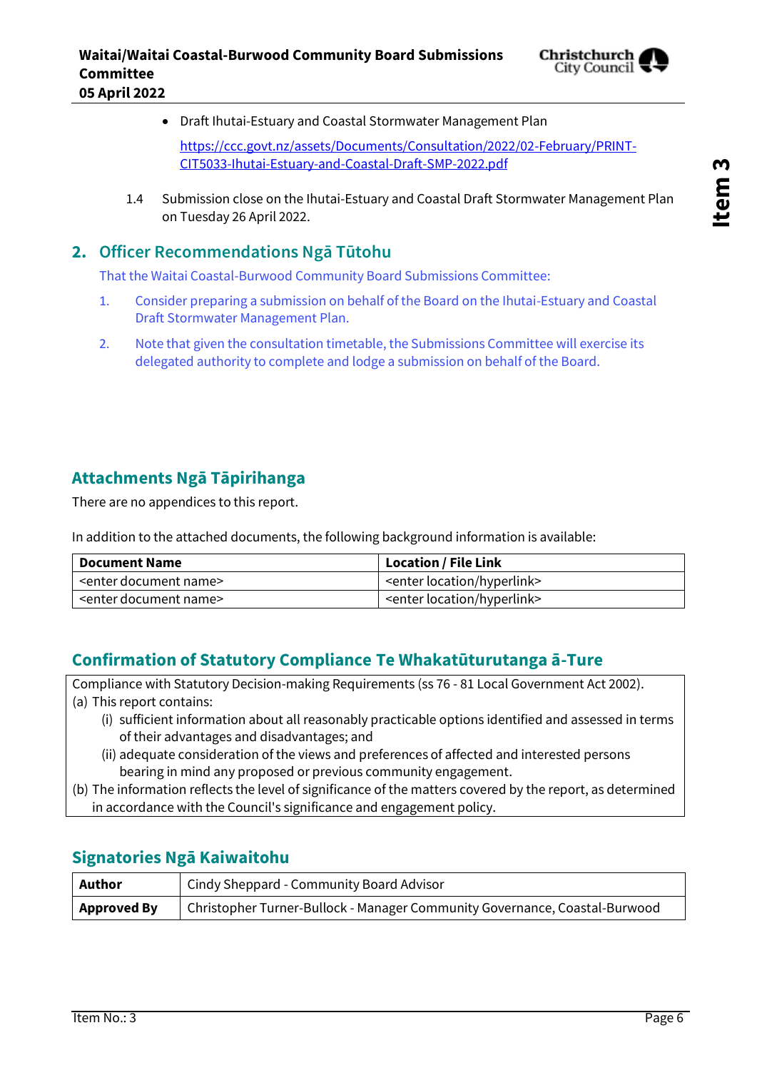- Draft Ihutai-Estuary and Coastal Stormwater Management Plan

  https://ccc.govt.nz/assets/Documents/Consultation/2022/02-February/PRINT-CIT5033-Ihutai-Estuary-and-Coastal-Draft-SMP-2022.pdf

1.4 Submission close on the Ihutai-Estuary and Coastal Draft Stormwater Management Plan on Tuesday 26 April 2022.

## 2. Officer Recommendations Ngā Tūtohu

That the Waitai Coastal-Burwood Community Board Submissions Committee:

1. Consider preparing a submission on behalf of the Board on the Ihutai-Estuary and Coastal Draft Stormwater Management Plan.

2. Note that given the consultation timetable, the Submissions Committee will exercise its delegated authority to complete and lodge a submission on behalf of the Board.

## Attachments Ngā Tāpirihanga

There are no appendices to this report.

In addition to the attached documents, the following background information is available:

| Document Name | Location / File Link |
|---|---|
| <enter document name> | <enter location/hyperlink> |
| <enter document name> | <enter location/hyperlink> |

## Confirmation of Statutory Compliance Te Whakatūturutanga ā-Ture

Compliance with Statutory Decision-making Requirements (ss 76 - 81 Local Government Act 2002).

(a) This report contains:

(i) sufficient information about all reasonably practicable options identified and assessed in terms of their advantages and disadvantages; and

(ii) adequate consideration of the views and preferences of affected and interested persons bearing in mind any proposed or previous community engagement.

(b) The information reflects the level of significance of the matters covered by the report, as determined in accordance with the Council's significance and engagement policy.

## Signatories Ngā Kaiwaitohu

| | |
|---|---|
| **Author** | Cindy Sheppard - Community Board Advisor |
| **Approved By** | Christopher Turner-Bullock - Manager Community Governance, Coastal-Burwood |